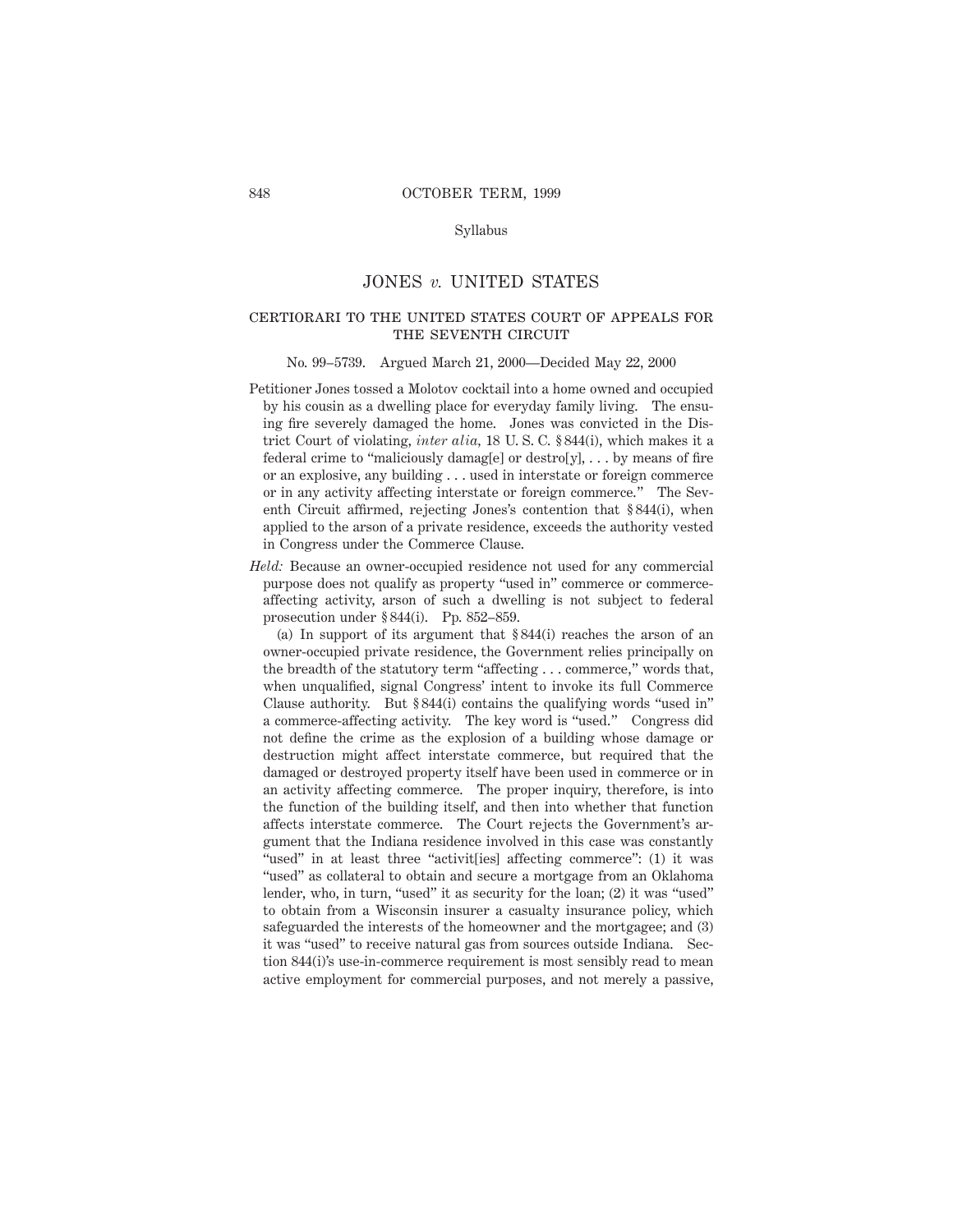Syllabus

# JONES *v.* UNITED STATES

## CERTIORARI TO THE UNITED STATES COURT OF APPEALS FOR THE SEVENTH CIRCUIT

No. 99–5739. Argued March 21, 2000—Decided May 22, 2000

Petitioner Jones tossed a Molotov cocktail into a home owned and occupied by his cousin as a dwelling place for everyday family living. The ensuing fire severely damaged the home. Jones was convicted in the District Court of violating, *inter alia,* 18 U. S. C. § 844(i), which makes it a federal crime to "maliciously damag[e] or destro[y], . . . by means of fire or an explosive, any building . . . used in interstate or foreign commerce or in any activity affecting interstate or foreign commerce." The Seventh Circuit affirmed, rejecting Jones's contention that § 844(i), when applied to the arson of a private residence, exceeds the authority vested in Congress under the Commerce Clause.

*Held:* Because an owner-occupied residence not used for any commercial purpose does not qualify as property "used in" commerce or commerce-affecting activity, arson of such a dwelling is not subject to federal prosecution under § 844(i). Pp. 852–859.

(a) In support of its argument that § 844(i) reaches the arson of an owner-occupied private residence, the Government relies principally on the breadth of the statutory term "affecting . . . commerce," words that, when unqualified, signal Congress' intent to invoke its full Commerce Clause authority. But § 844(i) contains the qualifying words "used in" a commerce-affecting activity. The key word is "used." Congress did not define the crime as the explosion of a building whose damage or destruction might affect interstate commerce, but required that the damaged or destroyed property itself have been used in commerce or in an activity affecting commerce. The proper inquiry, therefore, is into the function of the building itself, and then into whether that function affects interstate commerce. The Court rejects the Government's argument that the Indiana residence involved in this case was constantly "used" in at least three "activit[ies] affecting commerce": (1) it was "used" as collateral to obtain and secure a mortgage from an Oklahoma lender, who, in turn, "used" it as security for the loan; (2) it was "used" to obtain from a Wisconsin insurer a casualty insurance policy, which safeguarded the interests of the homeowner and the mortgagee; and (3) it was "used" to receive natural gas from sources outside Indiana. Section 844(i)'s use-in-commerce requirement is most sensibly read to mean active employment for commercial purposes, and not merely a passive,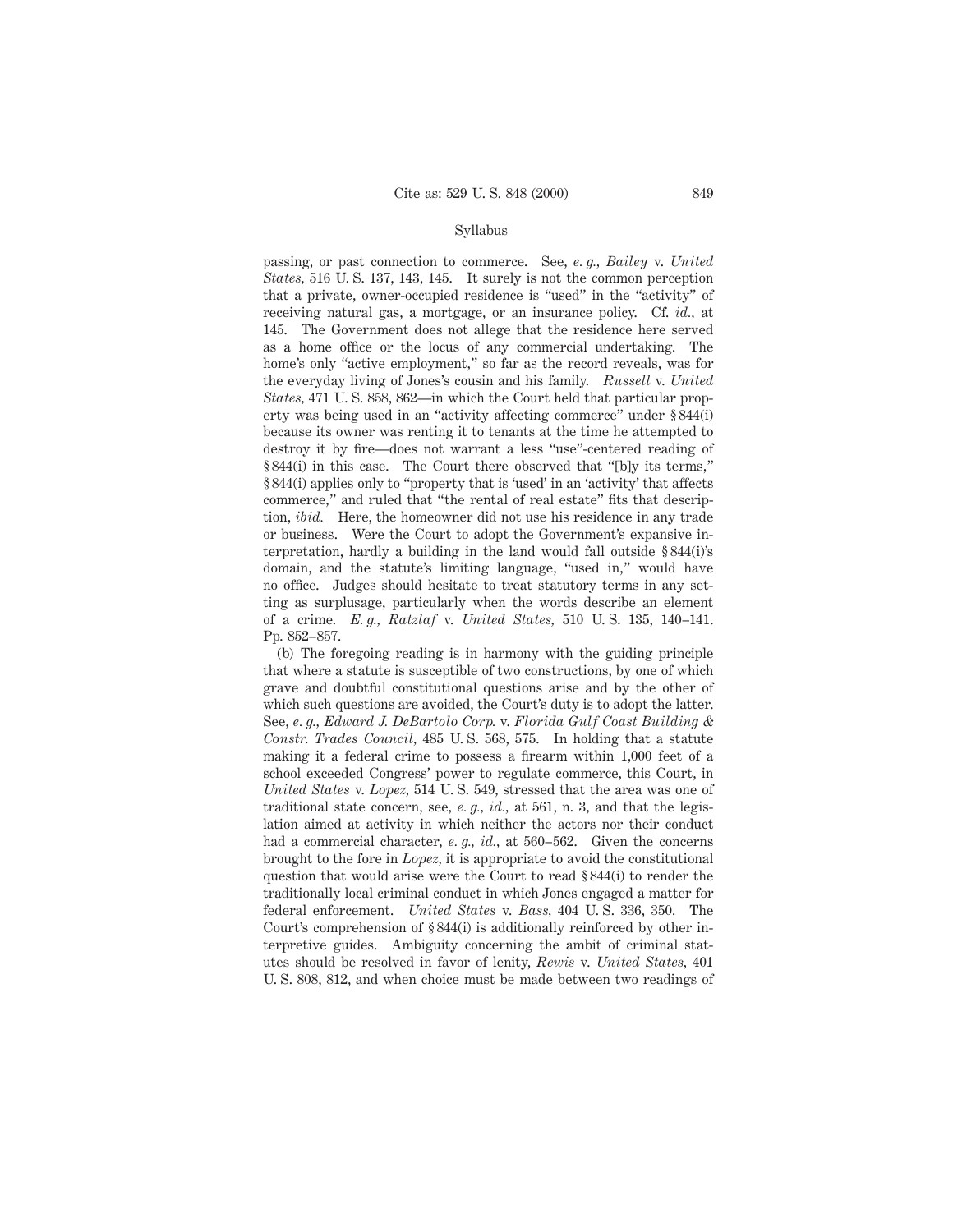passing, or past connection to commerce. See, *e. g., Bailey* v. *United States,* 516 U. S. 137, 143, 145. It surely is not the common perception that a private, owner-occupied residence is "used" in the "activity" of receiving natural gas, a mortgage, or an insurance policy. Cf. *id.,* at 145. The Government does not allege that the residence here served as a home office or the locus of any commercial undertaking. The home's only "active employment," so far as the record reveals, was for the everyday living of Jones's cousin and his family. *Russell* v. *United States,* 471 U. S. 858, 862—in which the Court held that particular property was being used in an "activity affecting commerce" under § 844(i) because its owner was renting it to tenants at the time he attempted to destroy it by fire—does not warrant a less "use"-centered reading of § 844(i) in this case. The Court there observed that "[b]y its terms," § 844(i) applies only to "property that is 'used' in an 'activity' that affects commerce," and ruled that "the rental of real estate" fits that description, *ibid.* Here, the homeowner did not use his residence in any trade or business. Were the Court to adopt the Government's expansive interpretation, hardly a building in the land would fall outside § 844(i)'s domain, and the statute's limiting language, "used in," would have no office. Judges should hesitate to treat statutory terms in any setting as surplusage, particularly when the words describe an element of a crime. *E. g., Ratzlaf* v. *United States,* 510 U. S. 135, 140–141. Pp. 852–857.

(b) The foregoing reading is in harmony with the guiding principle that where a statute is susceptible of two constructions, by one of which grave and doubtful constitutional questions arise and by the other of which such questions are avoided, the Court's duty is to adopt the latter. See, *e. g., Edward J. DeBartolo Corp.* v. *Florida Gulf Coast Building & Constr. Trades Council,* 485 U. S. 568, 575. In holding that a statute making it a federal crime to possess a firearm within 1,000 feet of a school exceeded Congress' power to regulate commerce, this Court, in *United States* v. *Lopez,* 514 U. S. 549, stressed that the area was one of traditional state concern, see, *e. g., id.,* at 561, n. 3, and that the legislation aimed at activity in which neither the actors nor their conduct had a commercial character, *e. g., id.,* at 560–562. Given the concerns brought to the fore in *Lopez,* it is appropriate to avoid the constitutional question that would arise were the Court to read § 844(i) to render the traditionally local criminal conduct in which Jones engaged a matter for federal enforcement. *United States* v. *Bass,* 404 U. S. 336, 350. The Court's comprehension of § 844(i) is additionally reinforced by other interpretive guides. Ambiguity concerning the ambit of criminal statutes should be resolved in favor of lenity, *Rewis* v. *United States,* 401 U. S. 808, 812, and when choice must be made between two readings of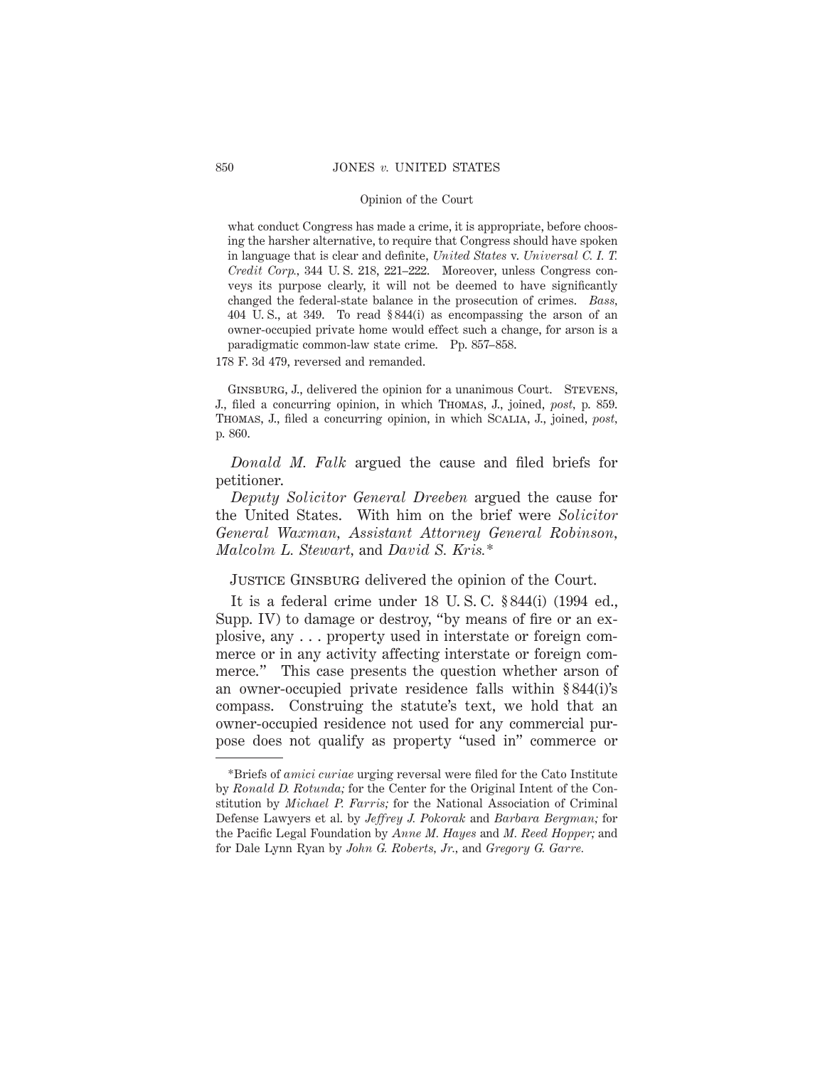what conduct Congress has made a crime, it is appropriate, before choosing the harsher alternative, to require that Congress should have spoken in language that is clear and definite, *United States* v. *Universal C. I. T. Credit Corp.*, 344 U. S. 218, 221–222. Moreover, unless Congress conveys its purpose clearly, it will not be deemed to have significantly changed the federal-state balance in the prosecution of crimes. *Bass*, 404 U. S., at 349. To read § 844(i) as encompassing the arson of an owner-occupied private home would effect such a change, for arson is a paradigmatic common-law state crime. Pp. 857–858.

178 F. 3d 479, reversed and remanded.

Ginsburg, J., delivered the opinion for a unanimous Court. Stevens, J., filed a concurring opinion, in which Thomas, J., joined, *post*, p. 859. Thomas, J., filed a concurring opinion, in which Scalia, J., joined, *post*, p. 860.

*Donald M. Falk* argued the cause and filed briefs for petitioner.

*Deputy Solicitor General Dreeben* argued the cause for the United States. With him on the brief were *Solicitor General Waxman*, *Assistant Attorney General Robinson*, *Malcolm L. Stewart*, and *David S. Kris.**

Justice Ginsburg delivered the opinion of the Court.

It is a federal crime under 18 U. S. C. § 844(i) (1994 ed., Supp. IV) to damage or destroy, "by means of fire or an explosive, any . . . property used in interstate or foreign commerce or in any activity affecting interstate or foreign commerce." This case presents the question whether arson of an owner-occupied private residence falls within § 844(i)'s compass. Construing the statute's text, we hold that an owner-occupied residence not used for any commercial purpose does not qualify as property "used in" commerce or

---

*Briefs of *amici curiae* urging reversal were filed for the Cato Institute by *Ronald D. Rotunda;* for the Center for the Original Intent of the Constitution by *Michael P. Farris;* for the National Association of Criminal Defense Lawyers et al. by *Jeffrey J. Pokorak* and *Barbara Bergman;* for the Pacific Legal Foundation by *Anne M. Hayes* and *M. Reed Hopper;* and for Dale Lynn Ryan by *John G. Roberts, Jr.*, and *Gregory G. Garre.*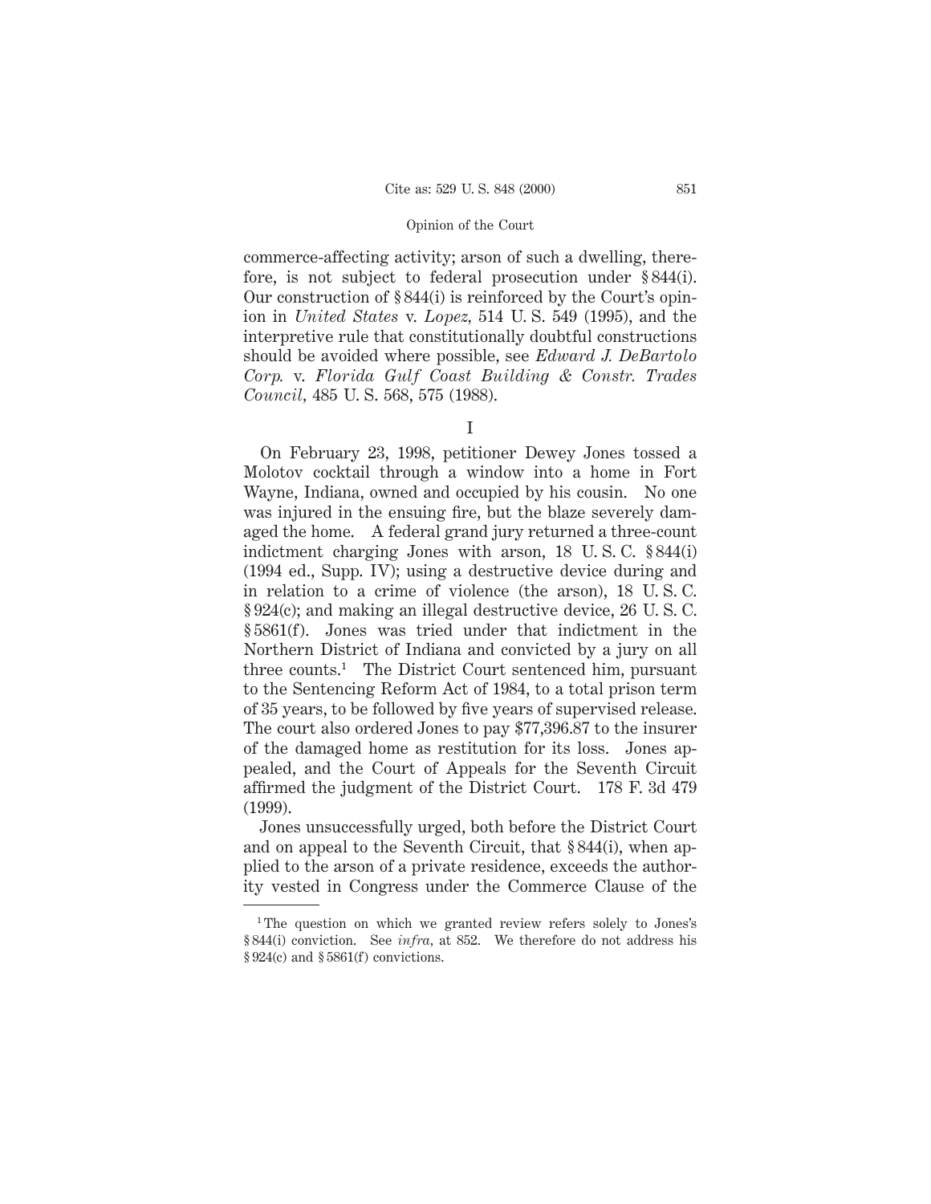commerce-affecting activity; arson of such a dwelling, therefore, is not subject to federal prosecution under § 844(i). Our construction of § 844(i) is reinforced by the Court's opinion in *United States* v. *Lopez,* 514 U. S. 549 (1995), and the interpretive rule that constitutionally doubtful constructions should be avoided where possible, see *Edward J. DeBartolo Corp.* v. *Florida Gulf Coast Building & Constr. Trades Council,* 485 U. S. 568, 575 (1988).

## I

On February 23, 1998, petitioner Dewey Jones tossed a Molotov cocktail through a window into a home in Fort Wayne, Indiana, owned and occupied by his cousin. No one was injured in the ensuing fire, but the blaze severely damaged the home. A federal grand jury returned a three-count indictment charging Jones with arson, 18 U. S. C. § 844(i) (1994 ed., Supp. IV); using a destructive device during and in relation to a crime of violence (the arson), 18 U. S. C. § 924(c); and making an illegal destructive device, 26 U. S. C. § 5861(f). Jones was tried under that indictment in the Northern District of Indiana and convicted by a jury on all three counts.[1] The District Court sentenced him, pursuant to the Sentencing Reform Act of 1984, to a total prison term of 35 years, to be followed by five years of supervised release. The court also ordered Jones to pay $77,396.87 to the insurer of the damaged home as restitution for its loss. Jones appealed, and the Court of Appeals for the Seventh Circuit affirmed the judgment of the District Court. 178 F. 3d 479 (1999).

Jones unsuccessfully urged, both before the District Court and on appeal to the Seventh Circuit, that § 844(i), when applied to the arson of a private residence, exceeds the authority vested in Congress under the Commerce Clause of the

---

[1] The question on which we granted review refers solely to Jones's § 844(i) conviction. See *infra,* at 852. We therefore do not address his § 924(c) and § 5861(f) convictions.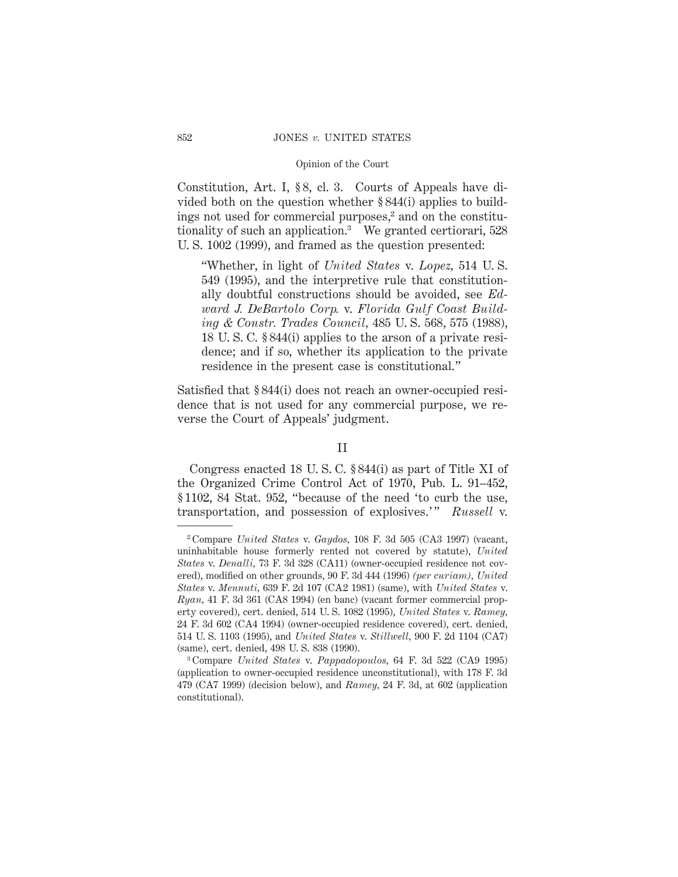Constitution, Art. I, § 8, cl. 3. Courts of Appeals have divided both on the question whether § 844(i) applies to buildings not used for commercial purposes,[2] and on the constitutionality of such an application.[3] We granted certiorari, 528 U. S. 1002 (1999), and framed as the question presented:

> "Whether, in light of *United States* v. *Lopez,* 514 U. S. 549 (1995), and the interpretive rule that constitutionally doubtful constructions should be avoided, see *Edward J. DeBartolo Corp.* v. *Florida Gulf Coast Building & Constr. Trades Council,* 485 U. S. 568, 575 (1988), 18 U. S. C. § 844(i) applies to the arson of a private residence; and if so, whether its application to the private residence in the present case is constitutional."

Satisfied that § 844(i) does not reach an owner-occupied residence that is not used for any commercial purpose, we reverse the Court of Appeals' judgment.

## II

Congress enacted 18 U. S. C. § 844(i) as part of Title XI of the Organized Crime Control Act of 1970, Pub. L. 91–452, § 1102, 84 Stat. 952, "because of the need 'to curb the use, transportation, and possession of explosives.'" *Russell* v.

---

[2] Compare *United States* v. *Gaydos,* 108 F. 3d 505 (CA3 1997) (vacant, uninhabitable house formerly rented not covered by statute), *United States* v. *Denalli,* 73 F. 3d 328 (CA11) (owner-occupied residence not covered), modified on other grounds, 90 F. 3d 444 (1996) *(per curiam), United States* v. *Mennuti,* 639 F. 2d 107 (CA2 1981) (same), with *United States* v. *Ryan,* 41 F. 3d 361 (CA8 1994) (en banc) (vacant former commercial property covered), cert. denied, 514 U. S. 1082 (1995), *United States* v. *Ramey,* 24 F. 3d 602 (CA4 1994) (owner-occupied residence covered), cert. denied, 514 U. S. 1103 (1995), and *United States* v. *Stillwell,* 900 F. 2d 1104 (CA7) (same), cert. denied, 498 U. S. 838 (1990).

[3] Compare *United States* v. *Pappadopoulos,* 64 F. 3d 522 (CA9 1995) (application to owner-occupied residence unconstitutional), with 178 F. 3d 479 (CA7 1999) (decision below), and *Ramey,* 24 F. 3d, at 602 (application constitutional).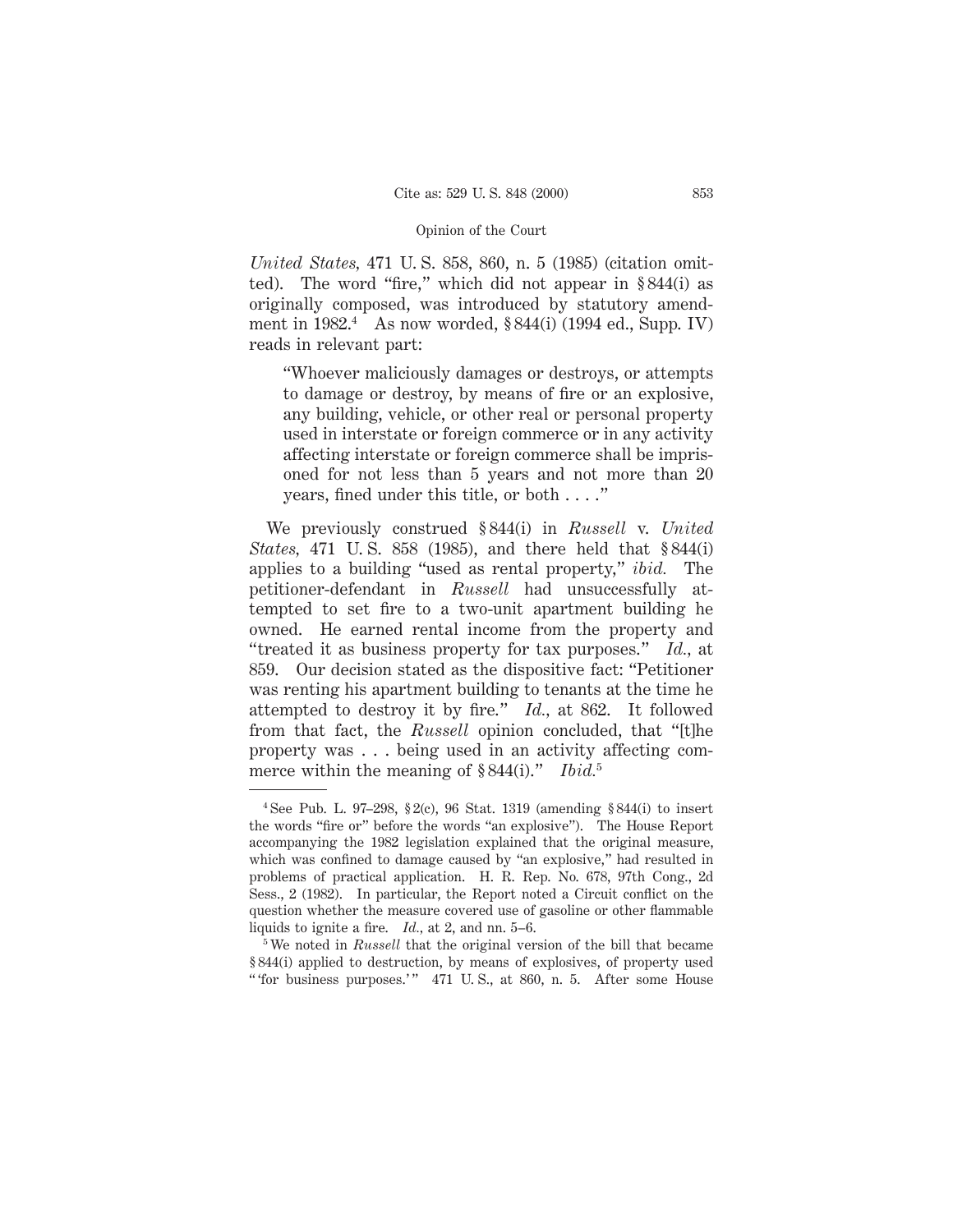*United States,* 471 U. S. 858, 860, n. 5 (1985) (citation omitted). The word "fire," which did not appear in § 844(i) as originally composed, was introduced by statutory amendment in 1982.[4] As now worded, § 844(i) (1994 ed., Supp. IV) reads in relevant part:

> "Whoever maliciously damages or destroys, or attempts to damage or destroy, by means of fire or an explosive, any building, vehicle, or other real or personal property used in interstate or foreign commerce or in any activity affecting interstate or foreign commerce shall be imprisoned for not less than 5 years and not more than 20 years, fined under this title, or both . . . ."

We previously construed § 844(i) in *Russell* v. *United States,* 471 U. S. 858 (1985), and there held that § 844(i) applies to a building "used as rental property," *ibid.* The petitioner-defendant in *Russell* had unsuccessfully attempted to set fire to a two-unit apartment building he owned. He earned rental income from the property and "treated it as business property for tax purposes." *Id.,* at 859. Our decision stated as the dispositive fact: "Petitioner was renting his apartment building to tenants at the time he attempted to destroy it by fire." *Id.,* at 862. It followed from that fact, the *Russell* opinion concluded, that "[t]he property was . . . being used in an activity affecting commerce within the meaning of § 844(i)." *Ibid.*[5]

---

[4] See Pub. L. 97–298, § 2(c), 96 Stat. 1319 (amending § 844(i) to insert the words "fire or" before the words "an explosive"). The House Report accompanying the 1982 legislation explained that the original measure, which was confined to damage caused by "an explosive," had resulted in problems of practical application. H. R. Rep. No. 678, 97th Cong., 2d Sess., 2 (1982). In particular, the Report noted a Circuit conflict on the question whether the measure covered use of gasoline or other flammable liquids to ignite a fire. *Id.,* at 2, and nn. 5–6.

[5] We noted in *Russell* that the original version of the bill that became § 844(i) applied to destruction, by means of explosives, of property used " 'for business purposes.' " 471 U. S., at 860, n. 5. After some House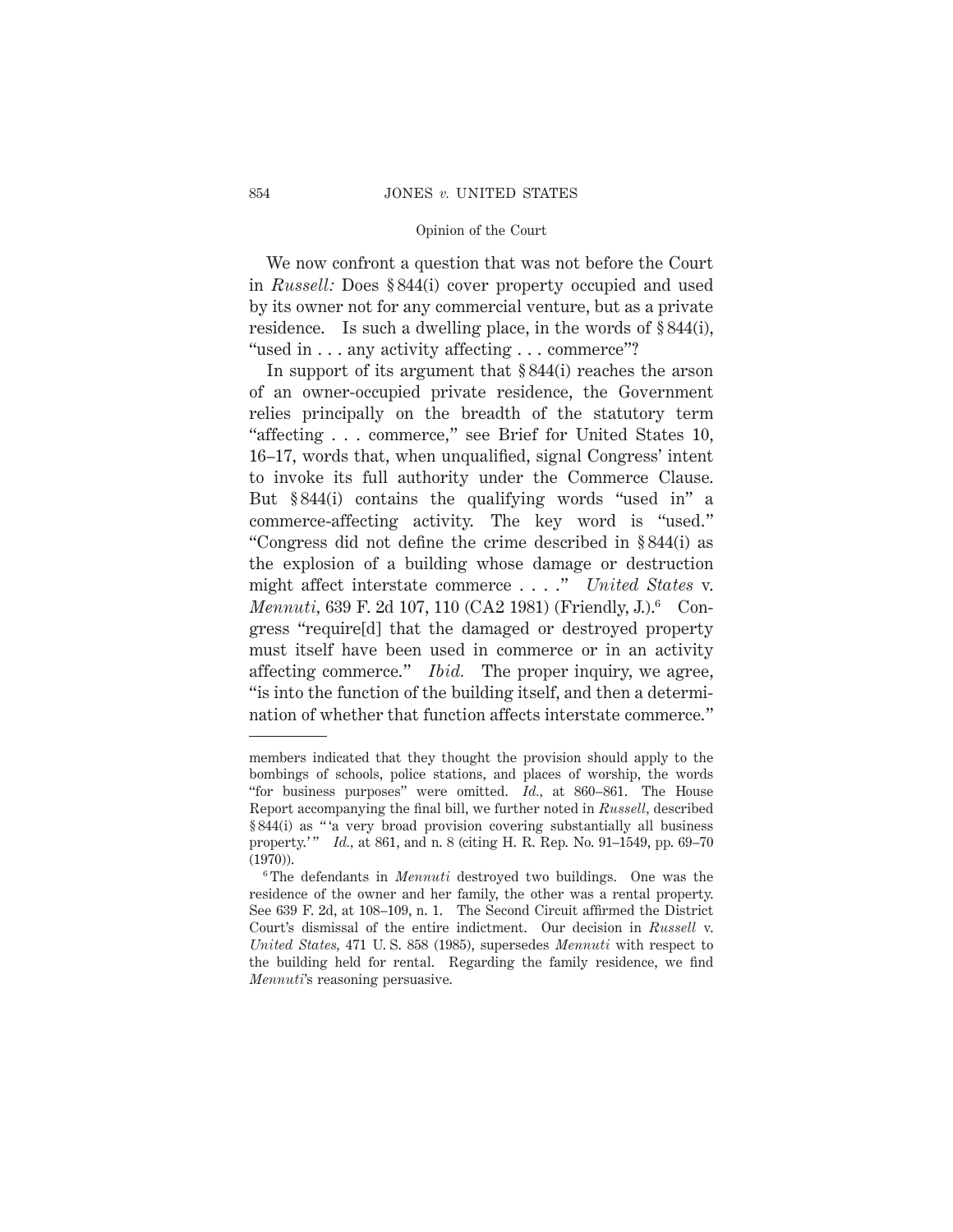We now confront a question that was not before the Court in *Russell:* Does § 844(i) cover property occupied and used by its owner not for any commercial venture, but as a private residence. Is such a dwelling place, in the words of § 844(i), "used in . . . any activity affecting . . . commerce"?

In support of its argument that § 844(i) reaches the arson of an owner-occupied private residence, the Government relies principally on the breadth of the statutory term "affecting . . . commerce," see Brief for United States 10, 16–17, words that, when unqualified, signal Congress' intent to invoke its full authority under the Commerce Clause. But § 844(i) contains the qualifying words "used in" a commerce-affecting activity. The key word is "used." "Congress did not define the crime described in § 844(i) as the explosion of a building whose damage or destruction might affect interstate commerce . . . ." *United States* v. *Mennuti*, 639 F. 2d 107, 110 (CA2 1981) (Friendly, J.).[6] Congress "require[d] that the damaged or destroyed property must itself have been used in commerce or in an activity affecting commerce." *Ibid.* The proper inquiry, we agree, "is into the function of the building itself, and then a determination of whether that function affects interstate commerce."

---

members indicated that they thought the provision should apply to the bombings of schools, police stations, and places of worship, the words "for business purposes" were omitted. *Id.*, at 860–861. The House Report accompanying the final bill, we further noted in *Russell*, described § 844(i) as " 'a very broad provision covering substantially all business property.' " *Id.*, at 861, and n. 8 (citing H. R. Rep. No. 91–1549, pp. 69–70 (1970)).

[6] The defendants in *Mennuti* destroyed two buildings. One was the residence of the owner and her family, the other was a rental property. See 639 F. 2d, at 108–109, n. 1. The Second Circuit affirmed the District Court's dismissal of the entire indictment. Our decision in *Russell* v. *United States*, 471 U. S. 858 (1985), supersedes *Mennuti* with respect to the building held for rental. Regarding the family residence, we find *Mennuti*'s reasoning persuasive.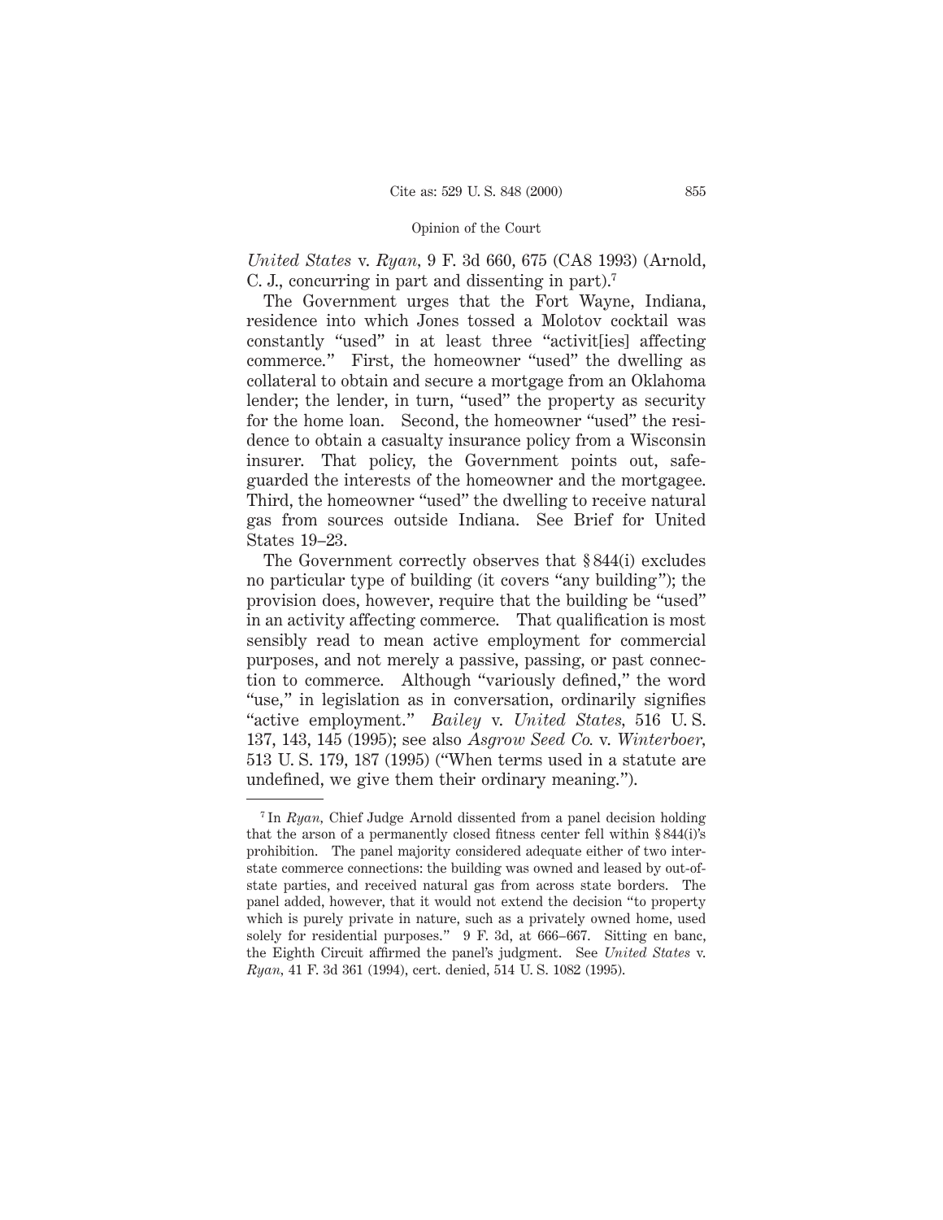*United States* v. *Ryan,* 9 F. 3d 660, 675 (CA8 1993) (Arnold, C. J., concurring in part and dissenting in part).[7]

The Government urges that the Fort Wayne, Indiana, residence into which Jones tossed a Molotov cocktail was constantly "used" in at least three "activit[ies] affecting commerce." First, the homeowner "used" the dwelling as collateral to obtain and secure a mortgage from an Oklahoma lender; the lender, in turn, "used" the property as security for the home loan. Second, the homeowner "used" the residence to obtain a casualty insurance policy from a Wisconsin insurer. That policy, the Government points out, safeguarded the interests of the homeowner and the mortgagee. Third, the homeowner "used" the dwelling to receive natural gas from sources outside Indiana. See Brief for United States 19–23.

The Government correctly observes that § 844(i) excludes no particular type of building (it covers "any building"); the provision does, however, require that the building be "used" in an activity affecting commerce. That qualification is most sensibly read to mean active employment for commercial purposes, and not merely a passive, passing, or past connection to commerce. Although "variously defined," the word "use," in legislation as in conversation, ordinarily signifies "active employment." *Bailey* v. *United States,* 516 U. S. 137, 143, 145 (1995); see also *Asgrow Seed Co.* v. *Winterboer,* 513 U. S. 179, 187 (1995) ("When terms used in a statute are undefined, we give them their ordinary meaning.").

---

[7] In *Ryan,* Chief Judge Arnold dissented from a panel decision holding that the arson of a permanently closed fitness center fell within § 844(i)'s prohibition. The panel majority considered adequate either of two interstate commerce connections: the building was owned and leased by out-of-state parties, and received natural gas from across state borders. The panel added, however, that it would not extend the decision "to property which is purely private in nature, such as a privately owned home, used solely for residential purposes." 9 F. 3d, at 666–667. Sitting en banc, the Eighth Circuit affirmed the panel's judgment. See *United States* v. *Ryan,* 41 F. 3d 361 (1994), cert. denied, 514 U. S. 1082 (1995).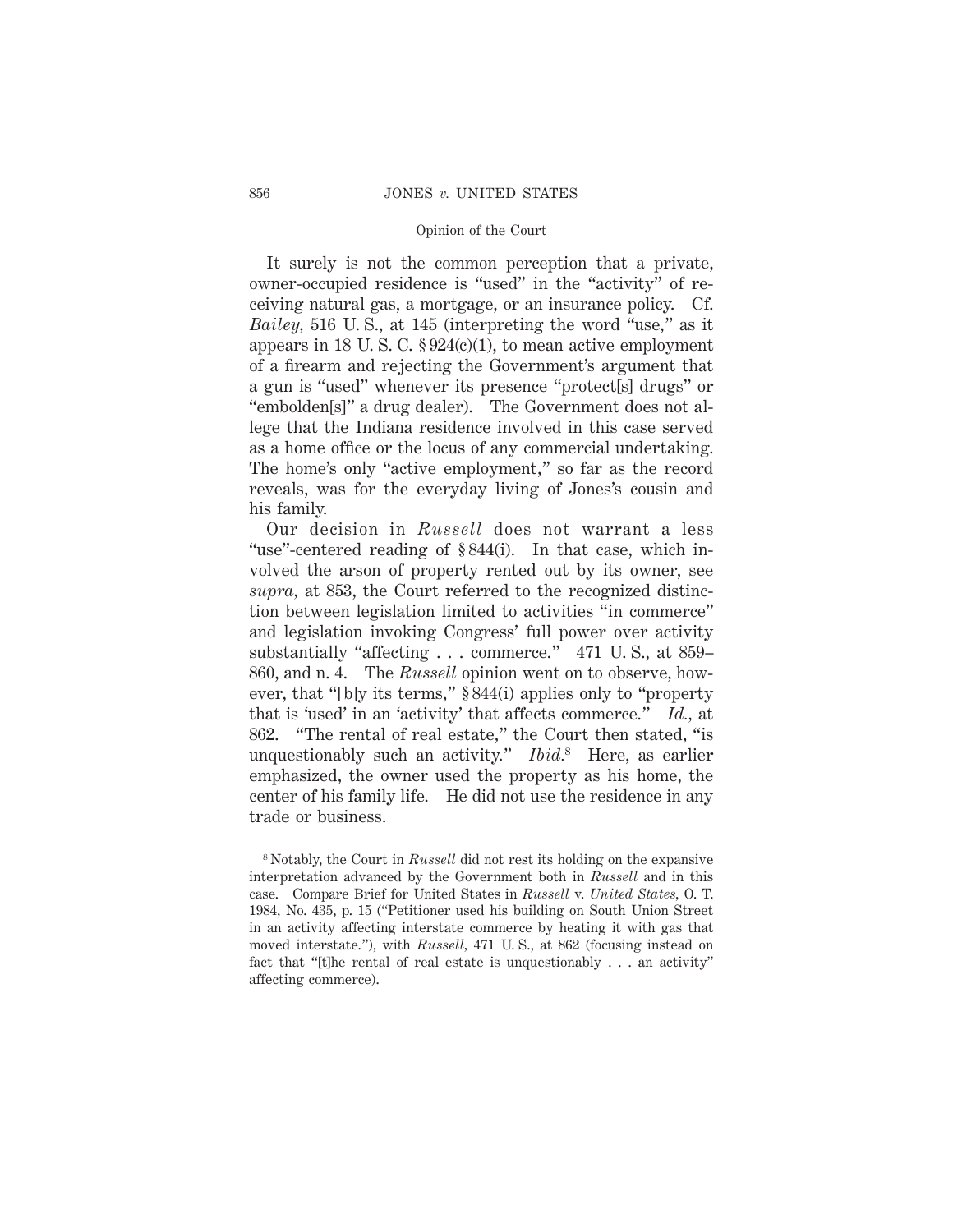It surely is not the common perception that a private, owner-occupied residence is "used" in the "activity" of receiving natural gas, a mortgage, or an insurance policy. Cf. *Bailey,* 516 U. S., at 145 (interpreting the word "use," as it appears in 18 U. S. C. § 924(c)(1), to mean active employment of a firearm and rejecting the Government's argument that a gun is "used" whenever its presence "protect[s] drugs" or "embolden[s]" a drug dealer). The Government does not allege that the Indiana residence involved in this case served as a home office or the locus of any commercial undertaking. The home's only "active employment," so far as the record reveals, was for the everyday living of Jones's cousin and his family.

Our decision in *Russell* does not warrant a less "use"-centered reading of § 844(i). In that case, which involved the arson of property rented out by its owner, see *supra,* at 853, the Court referred to the recognized distinction between legislation limited to activities "in commerce" and legislation invoking Congress' full power over activity substantially "affecting . . . commerce." 471 U. S., at 859–860, and n. 4. The *Russell* opinion went on to observe, however, that "[b]y its terms," § 844(i) applies only to "property that is 'used' in an 'activity' that affects commerce." *Id.,* at 862. "The rental of real estate," the Court then stated, "is unquestionably such an activity." *Ibid.*[8] Here, as earlier emphasized, the owner used the property as his home, the center of his family life. He did not use the residence in any trade or business.

---

[8] Notably, the Court in *Russell* did not rest its holding on the expansive interpretation advanced by the Government both in *Russell* and in this case. Compare Brief for United States in *Russell* v. *United States,* O. T. 1984, No. 435, p. 15 ("Petitioner used his building on South Union Street in an activity affecting interstate commerce by heating it with gas that moved interstate."), with *Russell,* 471 U. S., at 862 (focusing instead on fact that "[t]he rental of real estate is unquestionably . . . an activity" affecting commerce).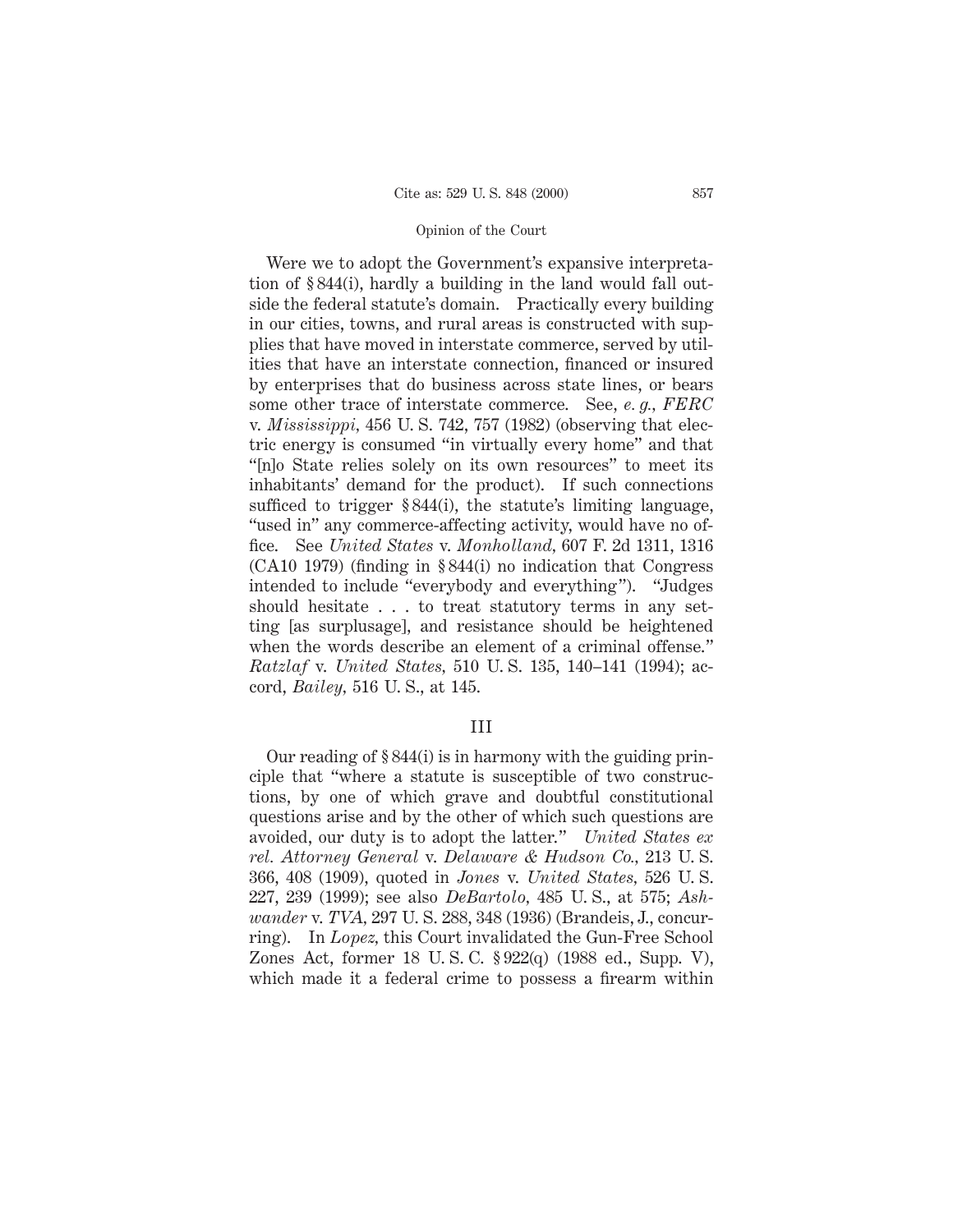Were we to adopt the Government's expansive interpretation of § 844(i), hardly a building in the land would fall outside the federal statute's domain. Practically every building in our cities, towns, and rural areas is constructed with supplies that have moved in interstate commerce, served by utilities that have an interstate connection, financed or insured by enterprises that do business across state lines, or bears some other trace of interstate commerce. See, *e. g., FERC* v. *Mississippi,* 456 U. S. 742, 757 (1982) (observing that electric energy is consumed "in virtually every home" and that "[n]o State relies solely on its own resources" to meet its inhabitants' demand for the product). If such connections sufficed to trigger § 844(i), the statute's limiting language, "used in" any commerce-affecting activity, would have no office. See *United States* v. *Monholland,* 607 F. 2d 1311, 1316 (CA10 1979) (finding in § 844(i) no indication that Congress intended to include "everybody and everything"). "Judges should hesitate . . . to treat statutory terms in any setting [as surplusage], and resistance should be heightened when the words describe an element of a criminal offense." *Ratzlaf* v. *United States,* 510 U. S. 135, 140–141 (1994); accord, *Bailey,* 516 U. S., at 145.

## III

Our reading of § 844(i) is in harmony with the guiding principle that "where a statute is susceptible of two constructions, by one of which grave and doubtful constitutional questions arise and by the other of which such questions are avoided, our duty is to adopt the latter." *United States ex rel. Attorney General* v. *Delaware & Hudson Co.,* 213 U. S. 366, 408 (1909), quoted in *Jones* v. *United States,* 526 U. S. 227, 239 (1999); see also *DeBartolo,* 485 U. S., at 575; *Ashwander* v. *TVA,* 297 U. S. 288, 348 (1936) (Brandeis, J., concurring). In *Lopez,* this Court invalidated the Gun-Free School Zones Act, former 18 U. S. C. § 922(q) (1988 ed., Supp. V), which made it a federal crime to possess a firearm within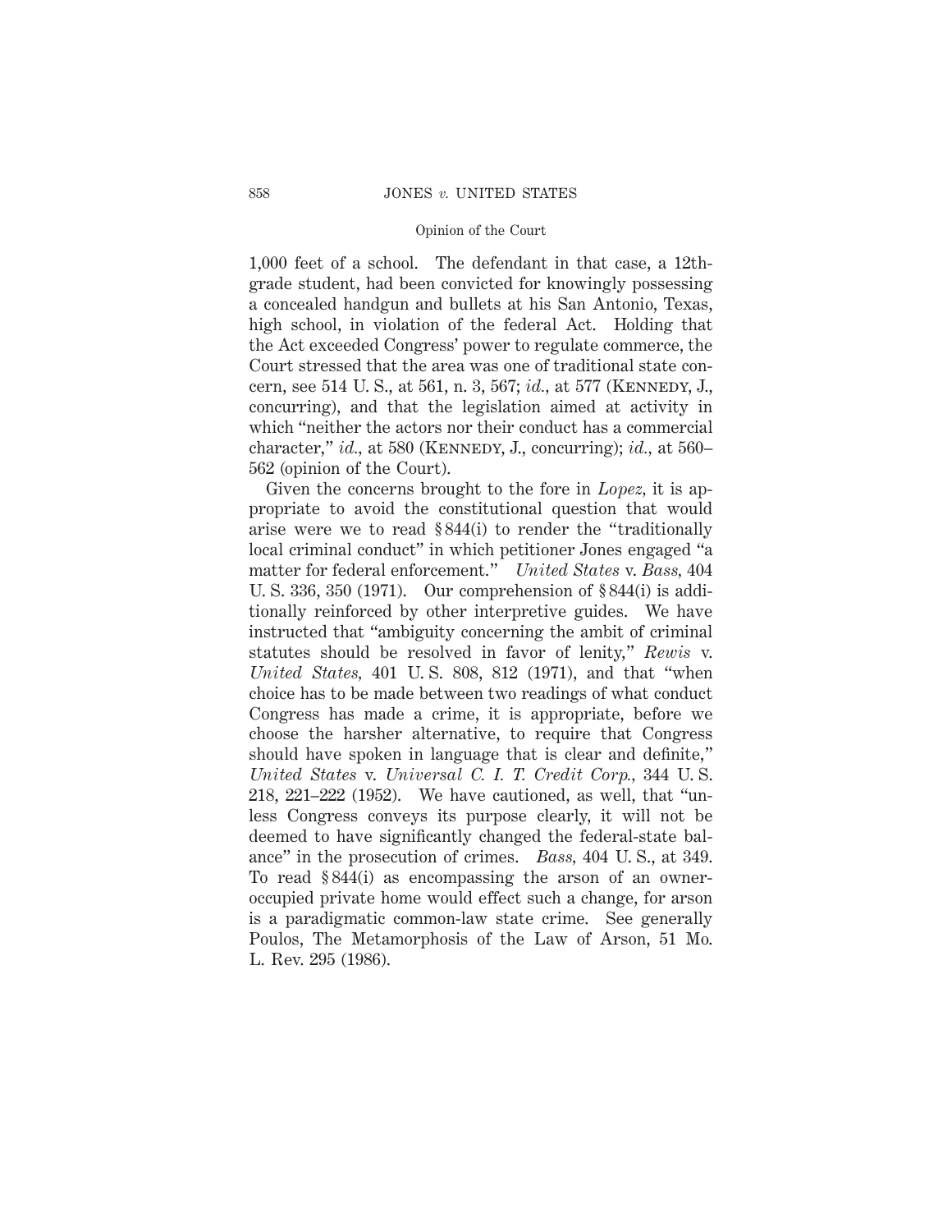1,000 feet of a school. The defendant in that case, a 12th-grade student, had been convicted for knowingly possessing a concealed handgun and bullets at his San Antonio, Texas, high school, in violation of the federal Act. Holding that the Act exceeded Congress' power to regulate commerce, the Court stressed that the area was one of traditional state concern, see 514 U. S., at 561, n. 3, 567; *id.*, at 577 (Kennedy, J., concurring), and that the legislation aimed at activity in which "neither the actors nor their conduct has a commercial character," *id.*, at 580 (Kennedy, J., concurring); *id.*, at 560–562 (opinion of the Court).

Given the concerns brought to the fore in *Lopez*, it is appropriate to avoid the constitutional question that would arise were we to read § 844(i) to render the "traditionally local criminal conduct" in which petitioner Jones engaged "a matter for federal enforcement." *United States* v. *Bass*, 404 U. S. 336, 350 (1971). Our comprehension of § 844(i) is additionally reinforced by other interpretive guides. We have instructed that "ambiguity concerning the ambit of criminal statutes should be resolved in favor of lenity," *Rewis* v. *United States*, 401 U. S. 808, 812 (1971), and that "when choice has to be made between two readings of what conduct Congress has made a crime, it is appropriate, before we choose the harsher alternative, to require that Congress should have spoken in language that is clear and definite," *United States* v. *Universal C. I. T. Credit Corp.*, 344 U. S. 218, 221–222 (1952). We have cautioned, as well, that "unless Congress conveys its purpose clearly, it will not be deemed to have significantly changed the federal-state balance" in the prosecution of crimes. *Bass*, 404 U. S., at 349. To read § 844(i) as encompassing the arson of an owner-occupied private home would effect such a change, for arson is a paradigmatic common-law state crime. See generally Poulos, The Metamorphosis of the Law of Arson, 51 Mo. L. Rev. 295 (1986).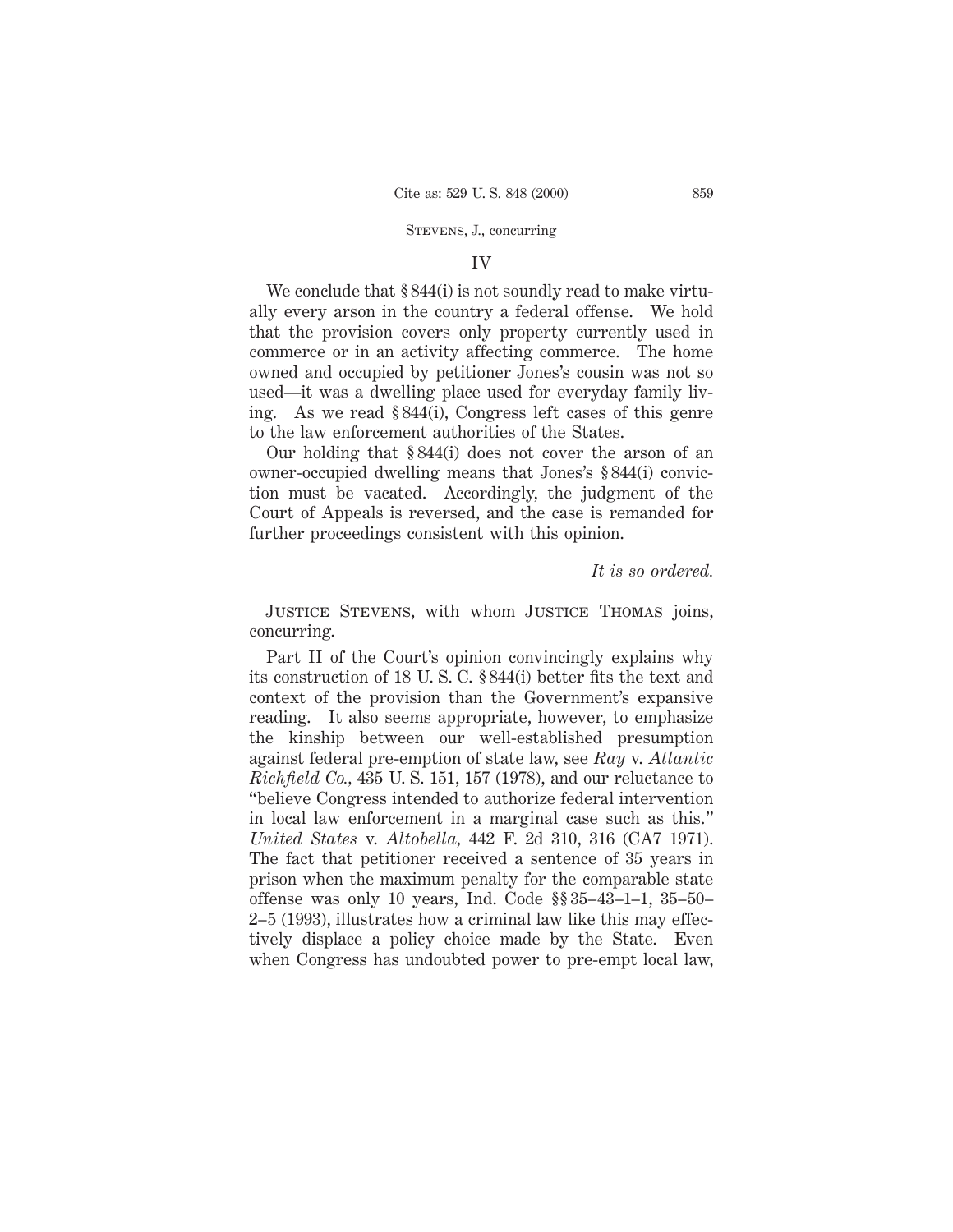## IV

We conclude that § 844(i) is not soundly read to make virtually every arson in the country a federal offense. We hold that the provision covers only property currently used in commerce or in an activity affecting commerce. The home owned and occupied by petitioner Jones's cousin was not so used—it was a dwelling place used for everyday family living. As we read § 844(i), Congress left cases of this genre to the law enforcement authorities of the States.

Our holding that § 844(i) does not cover the arson of an owner-occupied dwelling means that Jones's § 844(i) conviction must be vacated. Accordingly, the judgment of the Court of Appeals is reversed, and the case is remanded for further proceedings consistent with this opinion.

*It is so ordered.*

JUSTICE STEVENS, with whom JUSTICE THOMAS joins, concurring.

Part II of the Court's opinion convincingly explains why its construction of 18 U. S. C. § 844(i) better fits the text and context of the provision than the Government's expansive reading. It also seems appropriate, however, to emphasize the kinship between our well-established presumption against federal pre-emption of state law, see *Ray* v. *Atlantic Richfield Co.*, 435 U. S. 151, 157 (1978), and our reluctance to "believe Congress intended to authorize federal intervention in local law enforcement in a marginal case such as this." *United States* v. *Altobella*, 442 F. 2d 310, 316 (CA7 1971). The fact that petitioner received a sentence of 35 years in prison when the maximum penalty for the comparable state offense was only 10 years, Ind. Code §§ 35–43–1–1, 35–50–2–5 (1993), illustrates how a criminal law like this may effectively displace a policy choice made by the State. Even when Congress has undoubted power to pre-empt local law,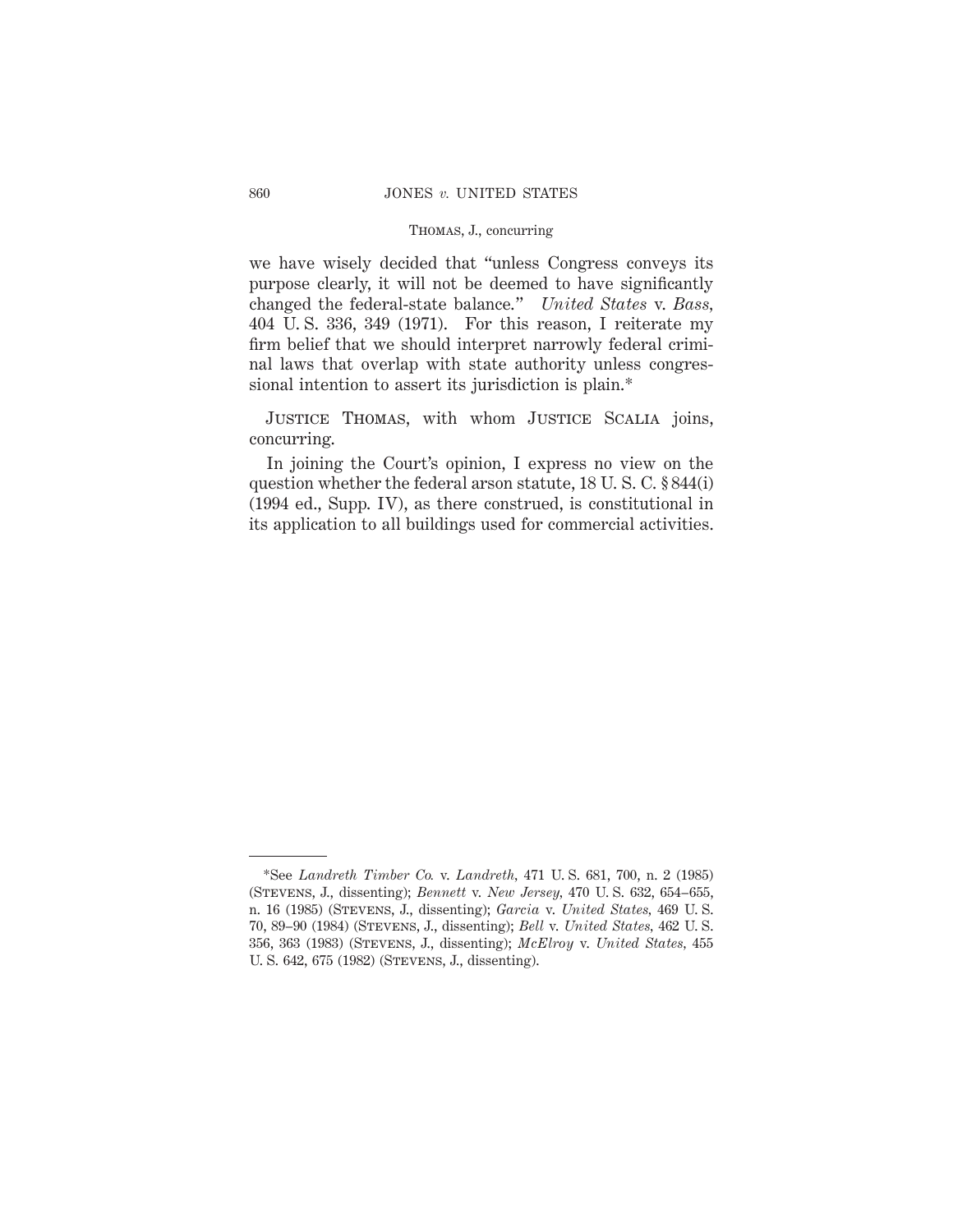we have wisely decided that "unless Congress conveys its purpose clearly, it will not be deemed to have significantly changed the federal-state balance." *United States* v. *Bass*, 404 U. S. 336, 349 (1971). For this reason, I reiterate my firm belief that we should interpret narrowly federal criminal laws that overlap with state authority unless congressional intention to assert its jurisdiction is plain.*

Justice Thomas, with whom Justice Scalia joins, concurring.

In joining the Court's opinion, I express no view on the question whether the federal arson statute, 18 U. S. C. § 844(i) (1994 ed., Supp. IV), as there construed, is constitutional in its application to all buildings used for commercial activities.

---

*See *Landreth Timber Co.* v. *Landreth*, 471 U. S. 681, 700, n. 2 (1985) (Stevens, J., dissenting); *Bennett* v. *New Jersey*, 470 U. S. 632, 654–655, n. 16 (1985) (Stevens, J., dissenting); *Garcia* v. *United States*, 469 U. S. 70, 89–90 (1984) (Stevens, J., dissenting); *Bell* v. *United States*, 462 U. S. 356, 363 (1983) (Stevens, J., dissenting); *McElroy* v. *United States*, 455 U. S. 642, 675 (1982) (Stevens, J., dissenting).